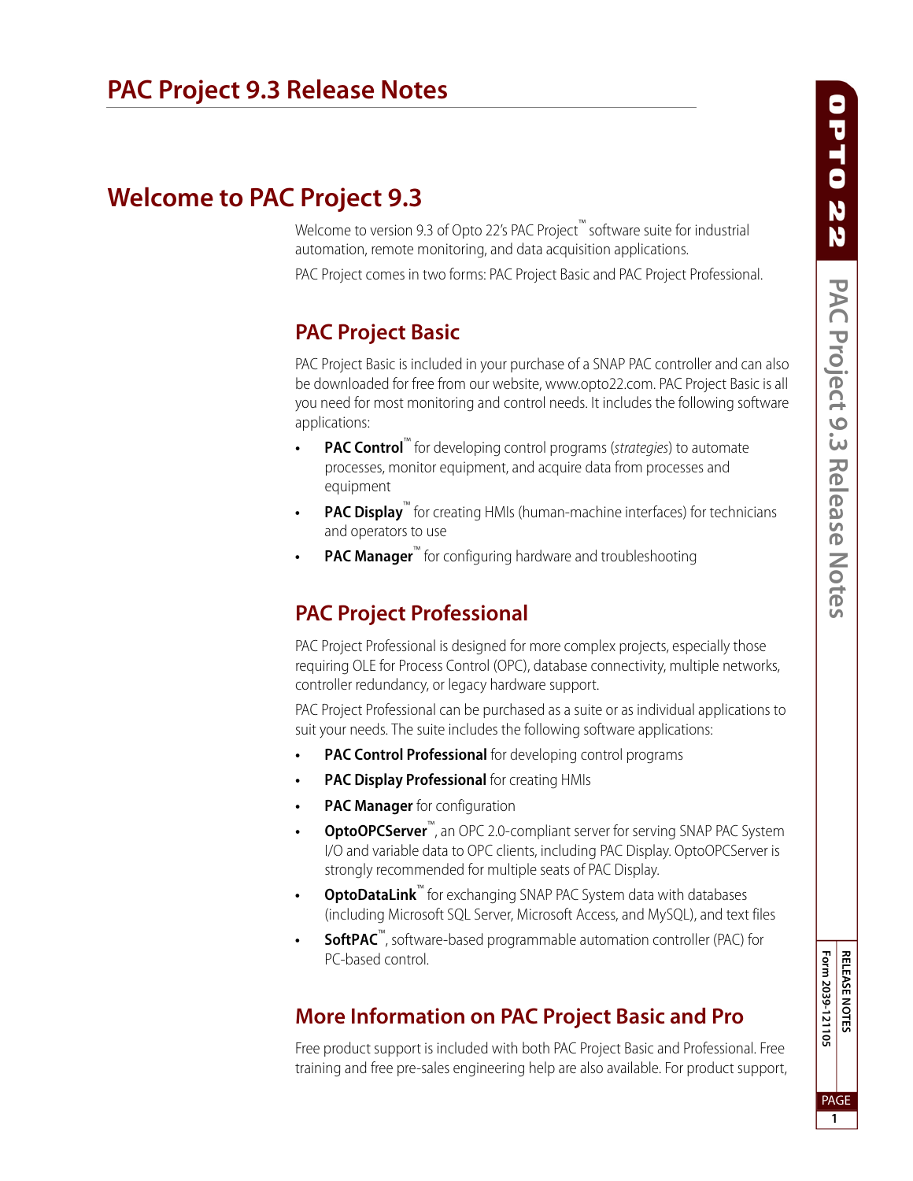# PAC Project 9.3 Release Notes

## Welcome to PAC Project 9.3

Welcome to version 9.3 of Opto 22's PAC Project™ software suite for industrial automation, remote monitoring, and data acquisition applications.

PAC Project comes in two forms: PAC Project Basic and PAC Project Professional.

### PAC Project Basic

PAC Project Basic is included in your purchase of a SNAP PAC controller and can also be downloaded for free from our website, www.opto22.com. PAC Project Basic is all you need for most monitoring and control needs. It includes the following software applications:

- **PAC Control**™ for developing control programs (*strategies*) to automate processes, monitor equipment, and acquire data from processes and equipment
- **PAC Display**™ for creating HMIs (human-machine interfaces) for technicians and operators to use
- **PAC Manager**™ for configuring hardware and troubleshooting

### PAC Project Professional

PAC Project Professional is designed for more complex projects, especially those requiring OLE for Process Control (OPC), database connectivity, multiple networks, controller redundancy, or legacy hardware support.

PAC Project Professional can be purchased as a suite or as individual applications to suit your needs. The suite includes the following software applications:

- **PAC Control Professional** for developing control programs
- **PAC Display Professional** for creating HMIs
- **PAC Manager** for configuration
- **OptoOPCServer**™, an OPC 2.0-compliant server for serving SNAP PAC System I/O and variable data to OPC clients, including PAC Display. OptoOPCServer is strongly recommended for multiple seats of PAC Display.
- **OptoDataLink**™ for exchanging SNAP PAC System data with databases (including Microsoft SQL Server, Microsoft Access, and MySQL), and text files
- **SoftPAC**™, software-based programmable automation controller (PAC) for PC-based control.

### More Information on PAC Project Basic and Pro

Free product support is included with both PAC Project Basic and Professional. Free training and free pre-sales engineering help are also available. For product support,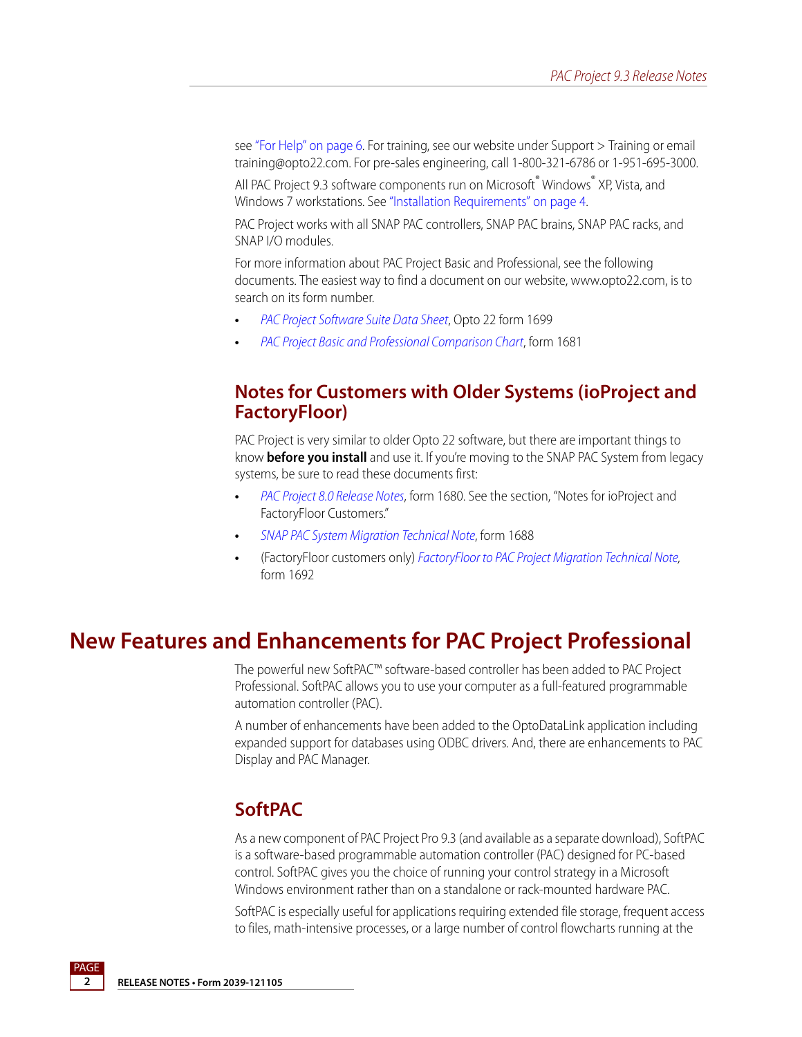see "For Help" on page 6. For training, see our website under Support > Training or email training@opto22.com. For pre-sales engineering, call 1-800-321-6786 or 1-951-695-3000.

All PAC Project 9.3 software components run on Microsoft® Windows® XP, Vista, and Windows 7 workstations. See "Installation Requirements" on page 4.

PAC Project works with all SNAP PAC controllers, SNAP PAC brains, SNAP PAC racks, and SNAP I/O modules.

For more information about PAC Project Basic and Professional, see the following documents. The easiest way to find a document on our website, www.opto22.com, is to search on its form number.

- *PAC Project Software Suite Data Sheet*, Opto 22 form 1699
- *PAC Project Basic and Professional Comparison Chart*, form 1681

## Notes for Customers with Older Systems (ioProject and FactoryFloor)

PAC Project is very similar to older Opto 22 software, but there are important things to know **before you install** and use it. If you're moving to the SNAP PAC System from legacy systems, be sure to read these documents first:

- *PAC Project 8.0 Release Notes*, form 1680. See the section, "Notes for ioProject and FactoryFloor Customers."
- *SNAP PAC System Migration Technical Note*, form 1688
- (FactoryFloor customers only) *FactoryFloor to PAC Project Migration Technical Note*, form 1692

# New Features and Enhancements for PAC Project Professional

The powerful new SoftPAC™ software-based controller has been added to PAC Project Professional. SoftPAC allows you to use your computer as a full-featured programmable automation controller (PAC).

A number of enhancements have been added to the OptoDataLink application including expanded support for databases using ODBC drivers. And, there are enhancements to PAC Display and PAC Manager.

## SoftPAC

As a new component of PAC Project Pro 9.3 (and available as a separate download), SoftPAC is a software-based programmable automation controller (PAC) designed for PC-based control. SoftPAC gives you the choice of running your control strategy in a Microsoft Windows environment rather than on a standalone or rack-mounted hardware PAC.

SoftPAC is especially useful for applications requiring extended file storage, frequent access to files, math-intensive processes, or a large number of control flowcharts running at the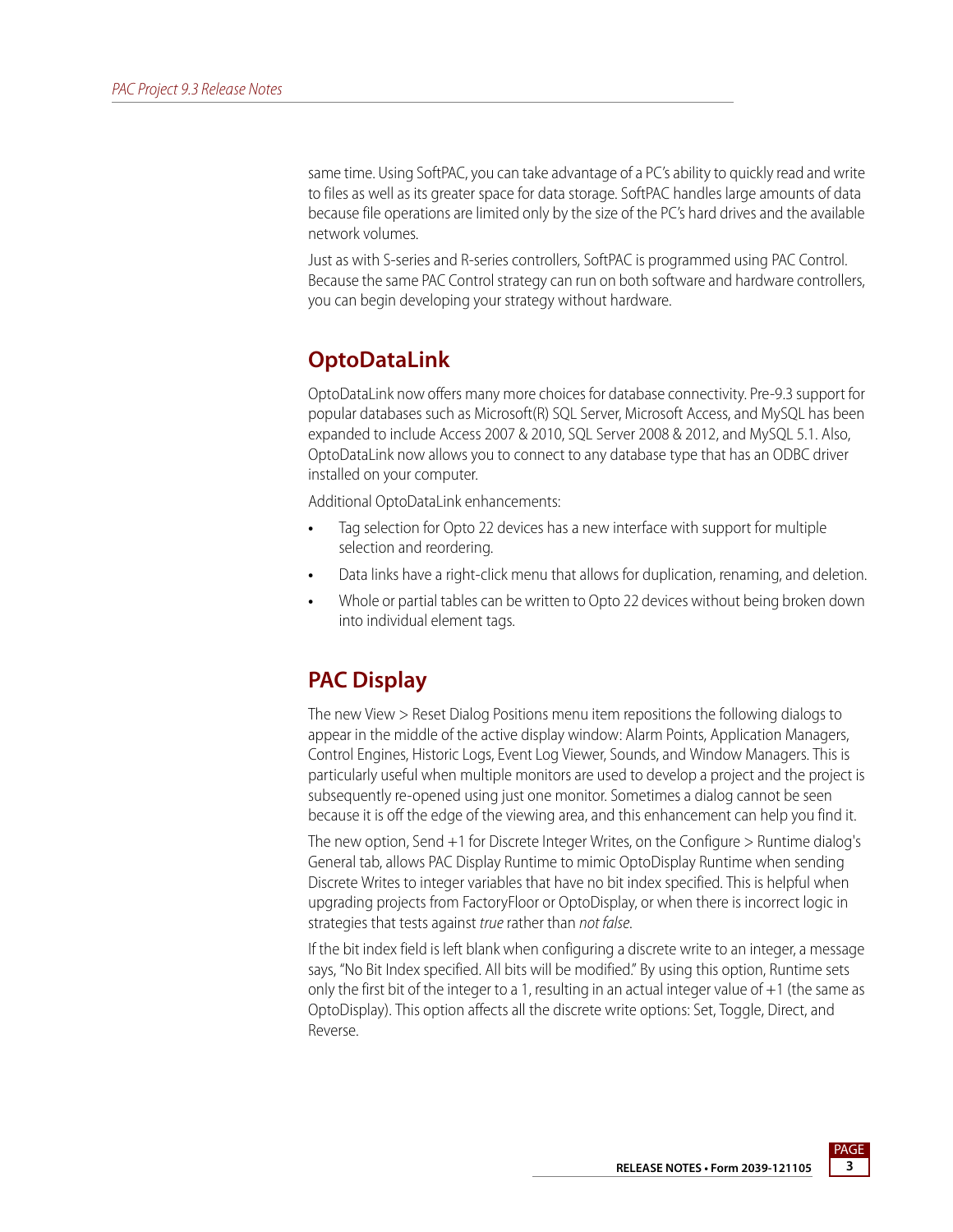same time. Using SoftPAC, you can take advantage of a PC's ability to quickly read and write to files as well as its greater space for data storage. SoftPAC handles large amounts of data because file operations are limited only by the size of the PC's hard drives and the available network volumes.

Just as with S-series and R-series controllers, SoftPAC is programmed using PAC Control. Because the same PAC Control strategy can run on both software and hardware controllers, you can begin developing your strategy without hardware.

## OptoDataLink

OptoDataLink now offers many more choices for database connectivity. Pre-9.3 support for popular databases such as Microsoft(R) SQL Server, Microsoft Access, and MySQL has been expanded to include Access 2007 & 2010, SQL Server 2008 & 2012, and MySQL 5.1. Also, OptoDataLink now allows you to connect to any database type that has an ODBC driver installed on your computer.

Additional OptoDataLink enhancements:

- Tag selection for Opto 22 devices has a new interface with support for multiple selection and reordering.
- Data links have a right-click menu that allows for duplication, renaming, and deletion.
- Whole or partial tables can be written to Opto 22 devices without being broken down into individual element tags.

## PAC Display

The new View > Reset Dialog Positions menu item repositions the following dialogs to appear in the middle of the active display window: Alarm Points, Application Managers, Control Engines, Historic Logs, Event Log Viewer, Sounds, and Window Managers. This is particularly useful when multiple monitors are used to develop a project and the project is subsequently re-opened using just one monitor. Sometimes a dialog cannot be seen because it is off the edge of the viewing area, and this enhancement can help you find it.

The new option, Send +1 for Discrete Integer Writes, on the Configure > Runtime dialog's General tab, allows PAC Display Runtime to mimic OptoDisplay Runtime when sending Discrete Writes to integer variables that have no bit index specified. This is helpful when upgrading projects from FactoryFloor or OptoDisplay, or when there is incorrect logic in strategies that tests against *true* rather than *not false*.

If the bit index field is left blank when configuring a discrete write to an integer, a message says, "No Bit Index specified. All bits will be modified." By using this option, Runtime sets only the first bit of the integer to a 1, resulting in an actual integer value of +1 (the same as OptoDisplay). This option affects all the discrete write options: Set, Toggle, Direct, and Reverse.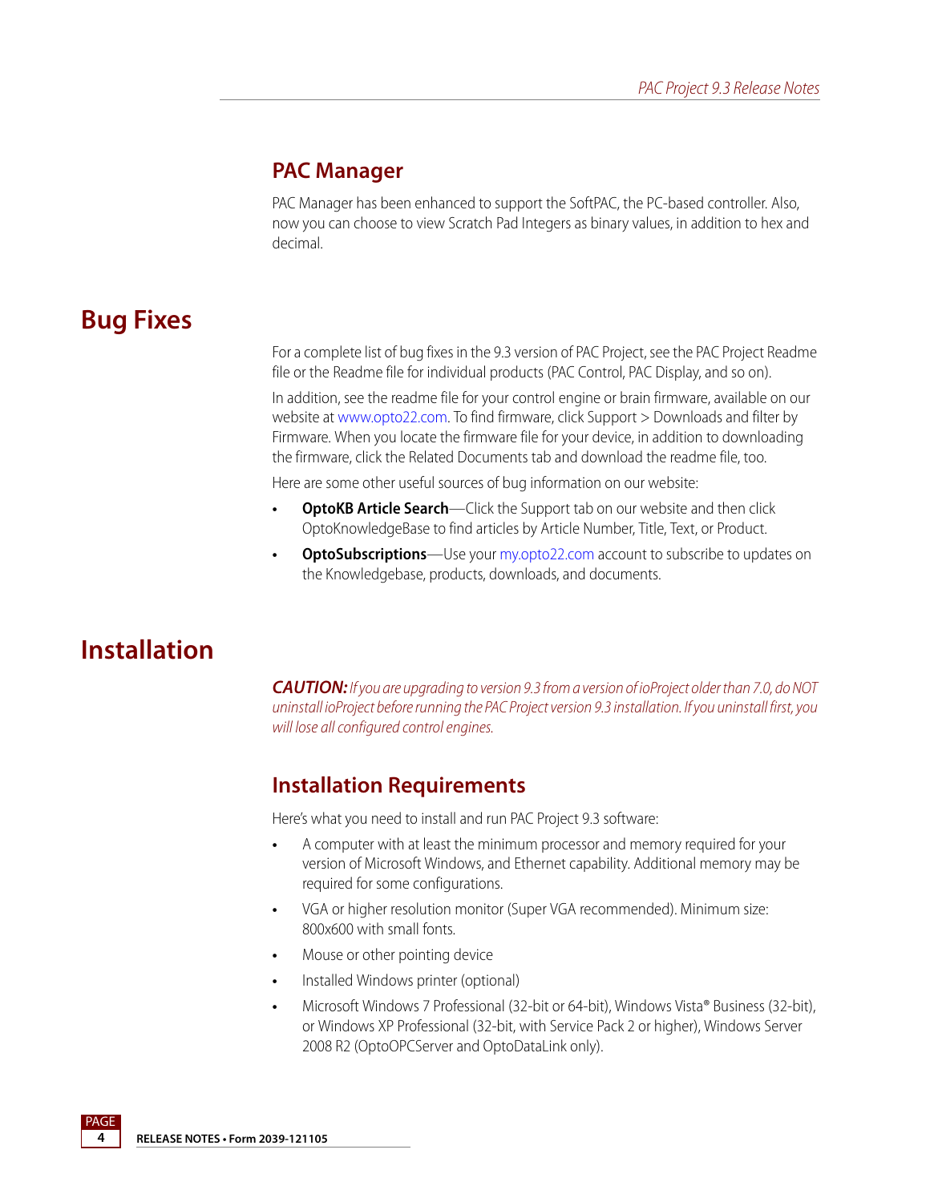### PAC Manager

PAC Manager has been enhanced to support the SoftPAC, the PC-based controller. Also, now you can choose to view Scratch Pad Integers as binary values, in addition to hex and decimal.

## Bug Fixes

For a complete list of bug fixes in the 9.3 version of PAC Project, see the PAC Project Readme file or the Readme file for individual products (PAC Control, PAC Display, and so on).

In addition, see the readme file for your control engine or brain firmware, available on our website at www.opto22.com. To find firmware, click Support > Downloads and filter by Firmware. When you locate the firmware file for your device, in addition to downloading the firmware, click the Related Documents tab and download the readme file, too.

Here are some other useful sources of bug information on our website:

- **OptoKB Article Search**—Click the Support tab on our website and then click OptoKnowledgeBase to find articles by Article Number, Title, Text, or Product.
- **OptoSubscriptions**—Use your my.opto22.com account to subscribe to updates on the Knowledgebase, products, downloads, and documents.

## Installation

***CAUTION:*** *If you are upgrading to version 9.3 from a version of ioProject older than 7.0, do NOT uninstall ioProject before running the PAC Project version 9.3 installation. If you uninstall first, you will lose all configured control engines.*

### Installation Requirements

Here's what you need to install and run PAC Project 9.3 software:

- A computer with at least the minimum processor and memory required for your version of Microsoft Windows, and Ethernet capability. Additional memory may be required for some configurations.
- VGA or higher resolution monitor (Super VGA recommended). Minimum size: 800x600 with small fonts.
- Mouse or other pointing device
- Installed Windows printer (optional)
- Microsoft Windows 7 Professional (32-bit or 64-bit), Windows Vista® Business (32-bit), or Windows XP Professional (32-bit, with Service Pack 2 or higher), Windows Server 2008 R2 (OptoOPCServer and OptoDataLink only).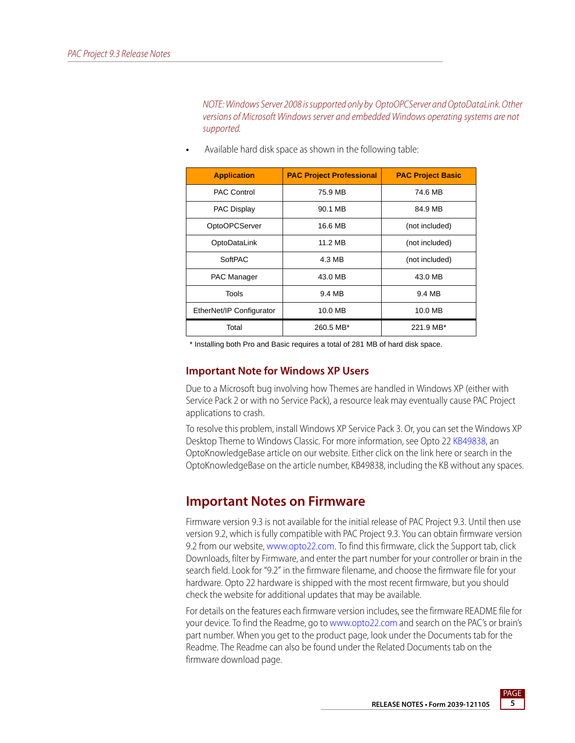*NOTE: Windows Server 2008 is supported only by OptoOPCServer and OptoDataLink. Other versions of Microsoft Windows server and embedded Windows operating systems are not supported.*

- Available hard disk space as shown in the following table:

| Application | PAC Project Professional | PAC Project Basic |
|---|---|---|
| PAC Control | 75.9 MB | 74.6 MB |
| PAC Display | 90.1 MB | 84.9 MB |
| OptoOPCServer | 16.6 MB | (not included) |
| OptoDataLink | 11.2 MB | (not included) |
| SoftPAC | 4.3 MB | (not included) |
| PAC Manager | 43.0 MB | 43.0 MB |
| Tools | 9.4 MB | 9.4 MB |
| EtherNet/IP Configurator | 10.0 MB | 10.0 MB |
| Total | 260.5 MB* | 221.9 MB* |

\* Installing both Pro and Basic requires a total of 281 MB of hard disk space.

### Important Note for Windows XP Users

Due to a Microsoft bug involving how Themes are handled in Windows XP (either with Service Pack 2 or with no Service Pack), a resource leak may eventually cause PAC Project applications to crash.

To resolve this problem, install Windows XP Service Pack 3. Or, you can set the Windows XP Desktop Theme to Windows Classic. For more information, see Opto 22 KB49838, an OptoKnowledgeBase article on our website. Either click on the link here or search in the OptoKnowledgeBase on the article number, KB49838, including the KB without any spaces.

## Important Notes on Firmware

Firmware version 9.3 is not available for the initial release of PAC Project 9.3. Until then use version 9.2, which is fully compatible with PAC Project 9.3. You can obtain firmware version 9.2 from our website, www.opto22.com. To find this firmware, click the Support tab, click Downloads, filter by Firmware, and enter the part number for your controller or brain in the search field. Look for "9.2" in the firmware filename, and choose the firmware file for your hardware. Opto 22 hardware is shipped with the most recent firmware, but you should check the website for additional updates that may be available.

For details on the features each firmware version includes, see the firmware README file for your device. To find the Readme, go to www.opto22.com and search on the PAC's or brain's part number. When you get to the product page, look under the Documents tab for the Readme. The Readme can also be found under the Related Documents tab on the firmware download page.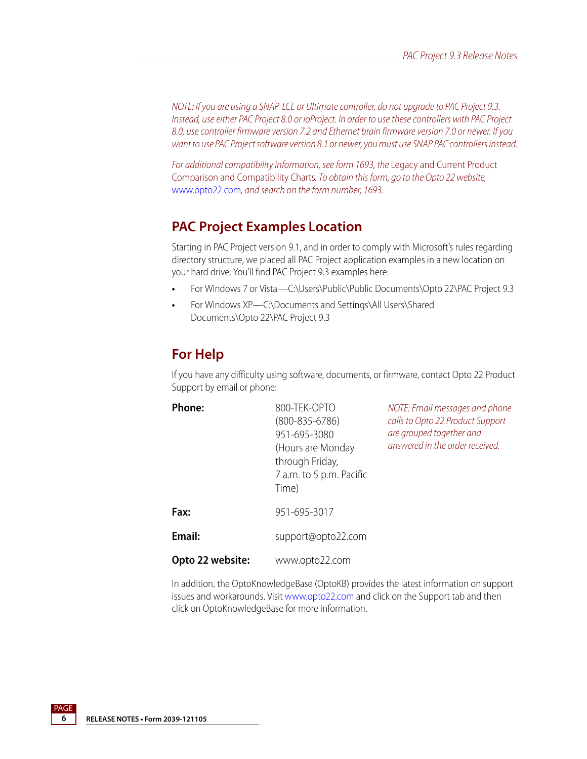*NOTE: If you are using a SNAP-LCE or Ultimate controller, do not upgrade to PAC Project 9.3. Instead, use either PAC Project 8.0 or ioProject. In order to use these controllers with PAC Project 8.0, use controller firmware version 7.2 and Ethernet brain firmware version 7.0 or newer. If you want to use PAC Project software version 8.1 or newer, you must use SNAP PAC controllers instead.*

*For additional compatibility information, see form 1693, the* Legacy and Current Product Comparison and Compatibility Charts*. To obtain this form, go to the Opto 22 website,* www.opto22.com*, and search on the form number, 1693.*

## PAC Project Examples Location

Starting in PAC Project version 9.1, and in order to comply with Microsoft's rules regarding directory structure, we placed all PAC Project application examples in a new location on your hard drive. You'll find PAC Project 9.3 examples here:

- For Windows 7 or Vista—C:\Users\Public\Public Documents\Opto 22\PAC Project 9.3
- For Windows XP—C:\Documents and Settings\All Users\Shared Documents\Opto 22\PAC Project 9.3

## For Help

If you have any difficulty using software, documents, or firmware, contact Opto 22 Product Support by email or phone:

| | | |
|---|---|---|
| **Phone:** | 800-TEK-OPTO (800-835-6786) 951-695-3080 (Hours are Monday through Friday, 7 a.m. to 5 p.m. Pacific Time) | *NOTE: Email messages and phone calls to Opto 22 Product Support are grouped together and answered in the order received.* |
| **Fax:** | 951-695-3017 | |
| **Email:** | support@opto22.com | |
| **Opto 22 website:** | www.opto22.com | |

In addition, the OptoKnowledgeBase (OptoKB) provides the latest information on support issues and workarounds. Visit www.opto22.com and click on the Support tab and then click on OptoKnowledgeBase for more information.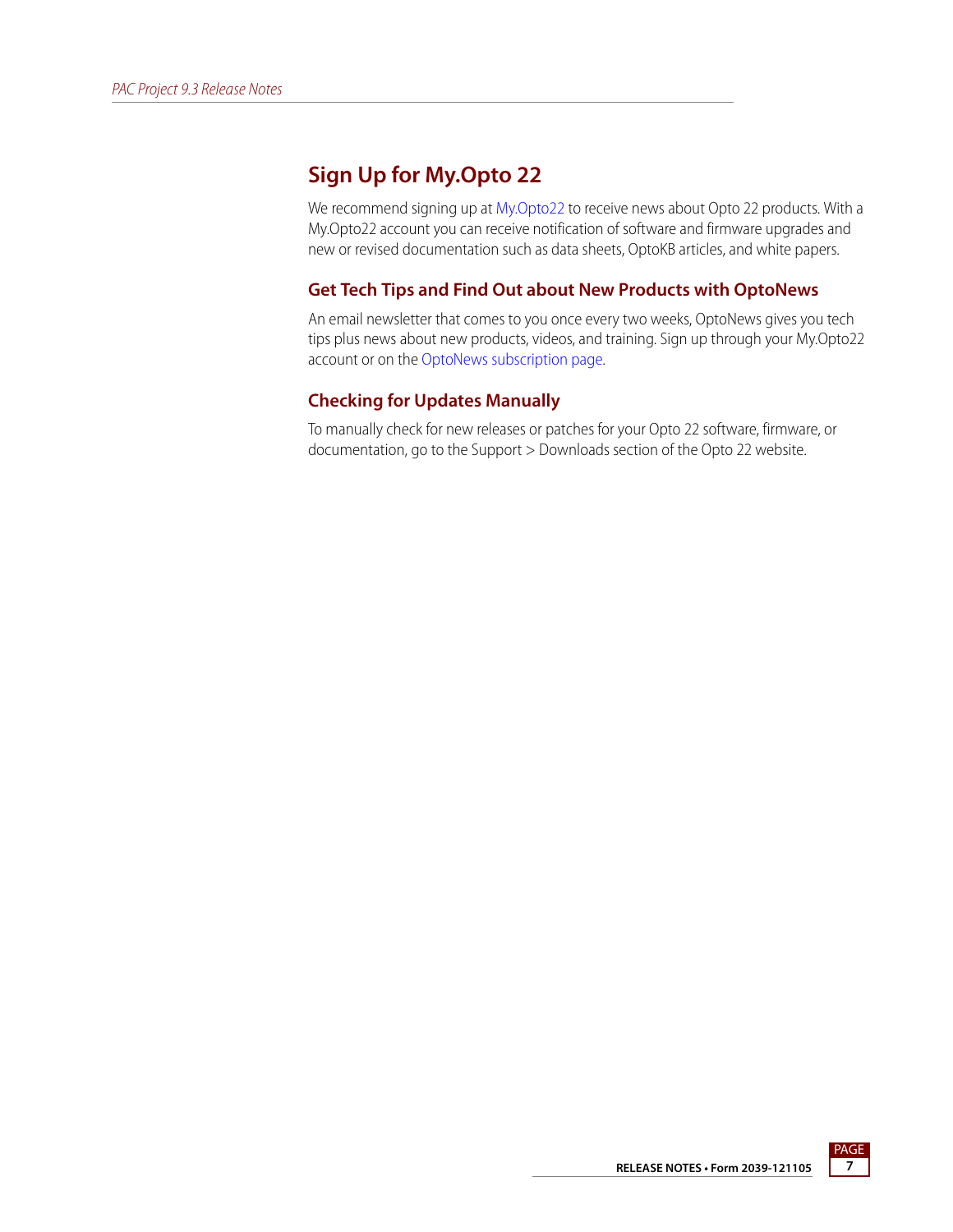## Sign Up for My.Opto 22

We recommend signing up at My.Opto22 to receive news about Opto 22 products. With a My.Opto22 account you can receive notification of software and firmware upgrades and new or revised documentation such as data sheets, OptoKB articles, and white papers.

### Get Tech Tips and Find Out about New Products with OptoNews

An email newsletter that comes to you once every two weeks, OptoNews gives you tech tips plus news about new products, videos, and training. Sign up through your My.Opto22 account or on the OptoNews subscription page.

### Checking for Updates Manually

To manually check for new releases or patches for your Opto 22 software, firmware, or documentation, go to the Support > Downloads section of the Opto 22 website.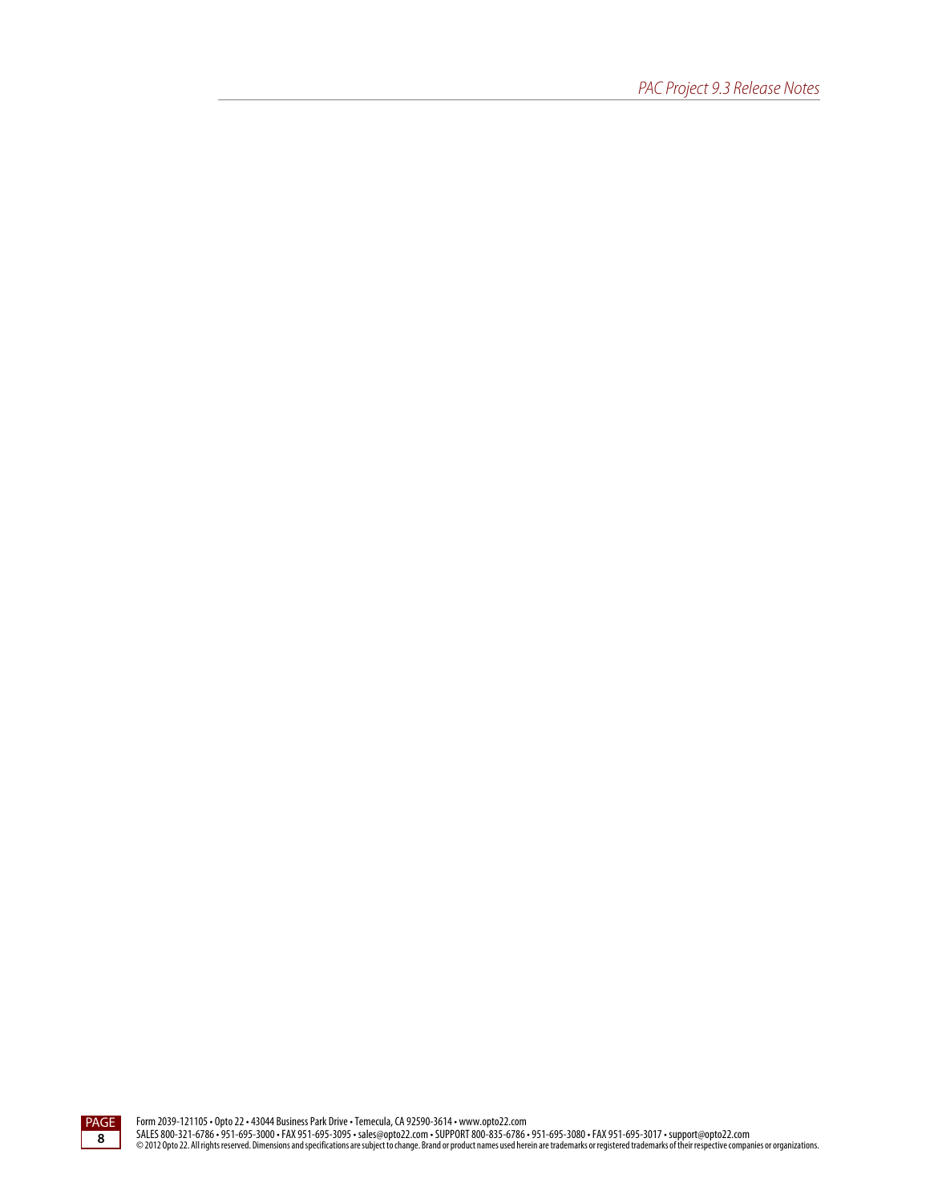Form 2039-121105 • Opto 22 • 43044 Business Park Drive • Temecula, CA 92590-3614 • www.opto22.com
SALES 800-321-6786 • 951-695-3000 • FAX 951-695-3095 • sales@opto22.com • SUPPORT 800-835-6786 • 951-695-3080 • FAX 951-695-3017 • support@opto22.com
© 2012 Opto 22. All rights reserved. Dimensions and specifications are subject to change. Brand or product names used herein are trademarks or registered trademarks of their respective companies or organizations.